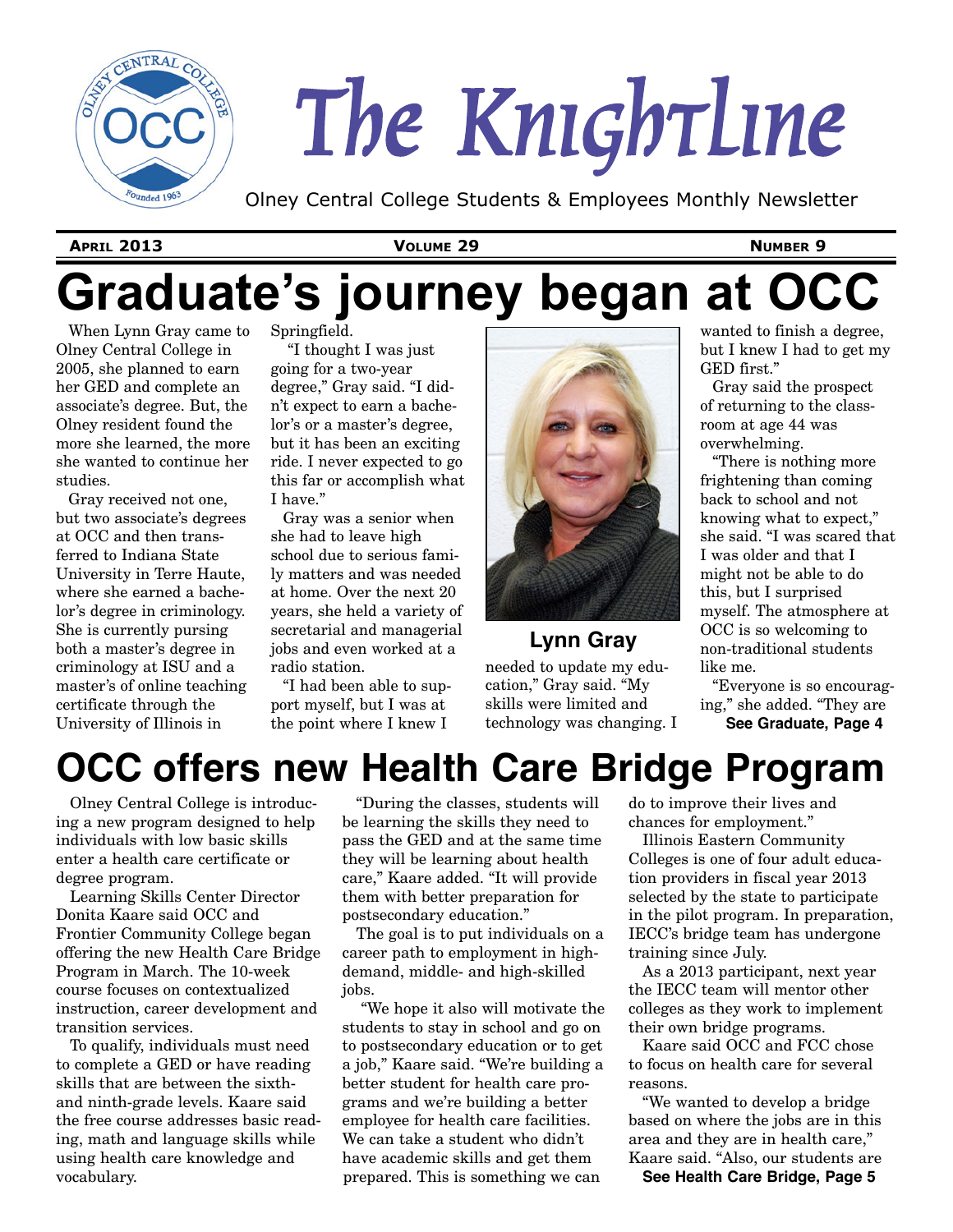# The Knightline

Olney Central College Students & Employees Monthly Newsletter

**April 2013** **Volume 29** **Number 9**

# Graduate's journey began at OCC

When Lynn Gray came to Olney Central College in 2005, she planned to earn her GED and complete an associate's degree. But, the Olney resident found the more she learned, the more she wanted to continue her studies.

Gray received not one, but two associate's degrees at OCC and then transferred to Indiana State University in Terre Haute, where she earned a bachelor's degree in criminology. She is currently pursing both a master's degree in criminology at ISU and a master's of online teaching certificate through the University of Illinois in Springfield.

"I thought I was just going for a two-year degree," Gray said. "I didn't expect to earn a bachelor's or a master's degree, but it has been an exciting ride. I never expected to go this far or accomplish what I have."

Gray was a senior when she had to leave high school due to serious family matters and was needed at home. Over the next 20 years, she held a variety of secretarial and managerial jobs and even worked at a radio station.

"I had been able to support myself, but I was at the point where I knew I needed to update my education," Gray said. "My skills were limited and technology was changing. I wanted to finish a degree, but I knew I had to get my GED first."

**Lynn Gray**

Gray said the prospect of returning to the classroom at age 44 was overwhelming.

"There is nothing more frightening than coming back to school and not knowing what to expect," she said. "I was scared that I was older and that I might not be able to do this, but I surprised myself. The atmosphere at OCC is so welcoming to non-traditional students like me.

"Everyone is so encouraging," she added. "They are

**See Graduate, Page 4**

# OCC offers new Health Care Bridge Program

Olney Central College is introducing a new program designed to help individuals with low basic skills enter a health care certificate or degree program.

Learning Skills Center Director Donita Kaare said OCC and Frontier Community College began offering the new Health Care Bridge Program in March. The 10-week course focuses on contextualized instruction, career development and transition services.

To qualify, individuals must need to complete a GED or have reading skills that are between the sixth- and ninth-grade levels. Kaare said the free course addresses basic reading, math and language skills while using health care knowledge and vocabulary.

"During the classes, students will be learning the skills they need to pass the GED and at the same time they will be learning about health care," Kaare added. "It will provide them with better preparation for postsecondary education."

The goal is to put individuals on a career path to employment in high-demand, middle- and high-skilled jobs.

"We hope it also will motivate the students to stay in school and go on to postsecondary education or to get a job," Kaare said. "We're building a better student for health care programs and we're building a better employee for health care facilities. We can take a student who didn't have academic skills and get them prepared. This is something we can do to improve their lives and chances for employment."

Illinois Eastern Community Colleges is one of four adult education providers in fiscal year 2013 selected by the state to participate in the pilot program. In preparation, IECC's bridge team has undergone training since July.

As a 2013 participant, next year the IECC team will mentor other colleges as they work to implement their own bridge programs.

Kaare said OCC and FCC chose to focus on health care for several reasons.

"We wanted to develop a bridge based on where the jobs are in this area and they are in health care," Kaare said. "Also, our students are

**See Health Care Bridge, Page 5**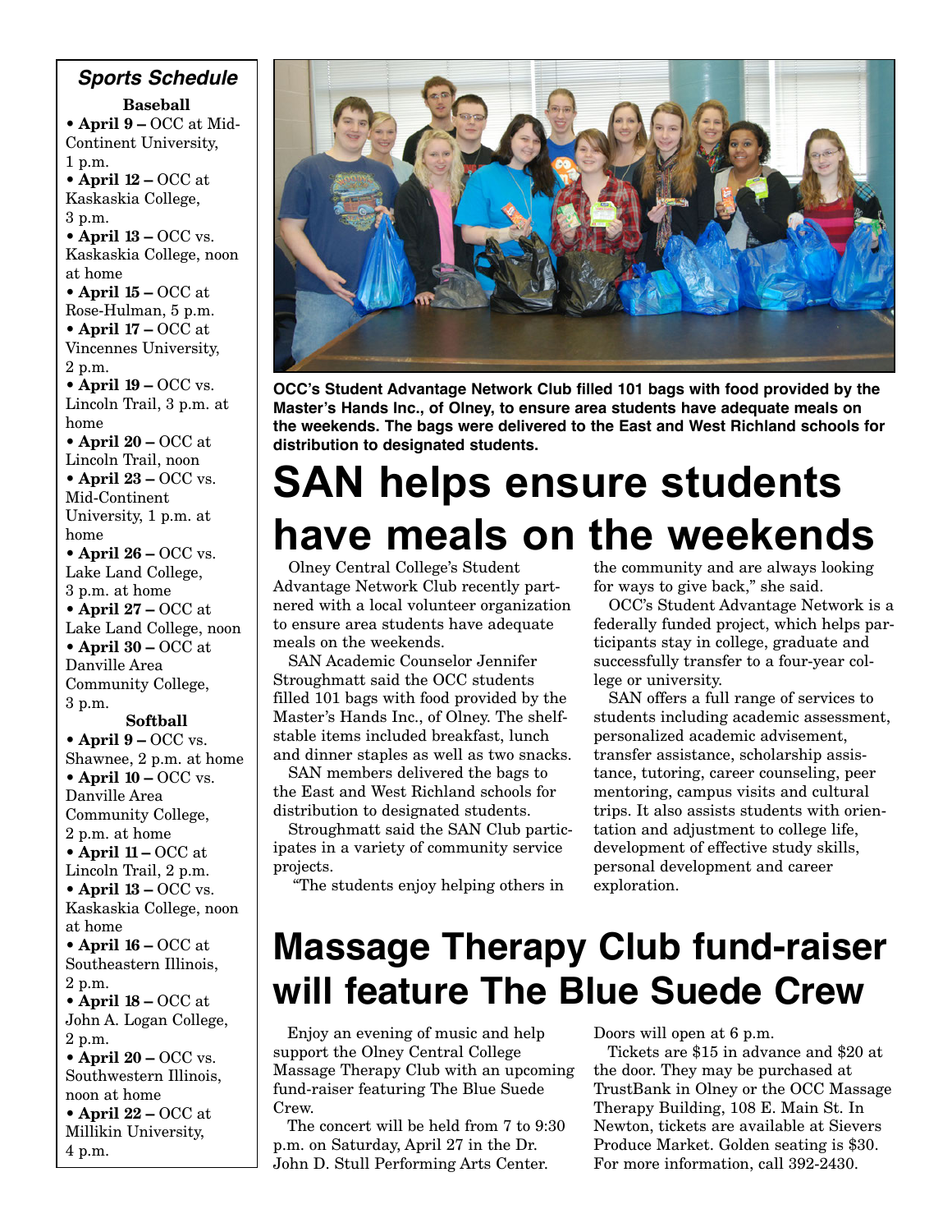### *Sports Schedule*

**Baseball**

- **April 9 –** OCC at Mid-Continent University, 1 p.m.
- **April 12 –** OCC at Kaskaskia College, 3 p.m.
- **April 13 –** OCC vs. Kaskaskia College, noon at home
- **April 15 –** OCC at Rose-Hulman, 5 p.m.
- **April 17 –** OCC at Vincennes University, 2 p.m.
- **April 19 –** OCC vs. Lincoln Trail, 3 p.m. at home
- **April 20 –** OCC at Lincoln Trail, noon
- **April 23 –** OCC vs. Mid-Continent University, 1 p.m. at home
- **April 26 –** OCC vs. Lake Land College, 3 p.m. at home
- **April 27 –** OCC at Lake Land College, noon
- **April 30 –** OCC at Danville Area Community College, 3 p.m.

**Softball**

- **April 9 –** OCC vs. Shawnee, 2 p.m. at home
- **April 10 –** OCC vs. Danville Area Community College, 2 p.m. at home
- **April 11 –** OCC at Lincoln Trail, 2 p.m.
- **April 13 –** OCC vs. Kaskaskia College, noon at home
- **April 16 –** OCC at Southeastern Illinois, 2 p.m.
- **April 18 –** OCC at John A. Logan College, 2 p.m.
- **April 20 –** OCC vs. Southwestern Illinois, noon at home
- **April 22 –** OCC at Millikin University, 4 p.m.

**OCC's Student Advantage Network Club filled 101 bags with food provided by the Master's Hands Inc., of Olney, to ensure area students have adequate meals on the weekends. The bags were delivered to the East and West Richland schools for distribution to designated students.**

# SAN helps ensure students have meals on the weekends

Olney Central College's Student Advantage Network Club recently partnered with a local volunteer organization to ensure area students have adequate meals on the weekends.

SAN Academic Counselor Jennifer Stroughmatt said the OCC students filled 101 bags with food provided by the Master's Hands Inc., of Olney. The shelf-stable items included breakfast, lunch and dinner staples as well as two snacks.

SAN members delivered the bags to the East and West Richland schools for distribution to designated students.

Stroughmatt said the SAN Club participates in a variety of community service projects.

"The students enjoy helping others in the community and are always looking for ways to give back," she said.

OCC's Student Advantage Network is a federally funded project, which helps participants stay in college, graduate and successfully transfer to a four-year college or university.

SAN offers a full range of services to students including academic assessment, personalized academic advisement, transfer assistance, scholarship assistance, tutoring, career counseling, peer mentoring, campus visits and cultural trips. It also assists students with orientation and adjustment to college life, development of effective study skills, personal development and career exploration.

# Massage Therapy Club fund-raiser will feature The Blue Suede Crew

Enjoy an evening of music and help support the Olney Central College Massage Therapy Club with an upcoming fund-raiser featuring The Blue Suede Crew.

The concert will be held from 7 to 9:30 p.m. on Saturday, April 27 in the Dr. John D. Stull Performing Arts Center. Doors will open at 6 p.m.

Tickets are $15 in advance and $20 at the door. They may be purchased at TrustBank in Olney or the OCC Massage Therapy Building, 108 E. Main St. In Newton, tickets are available at Sievers Produce Market. Golden seating is $30. For more information, call 392-2430.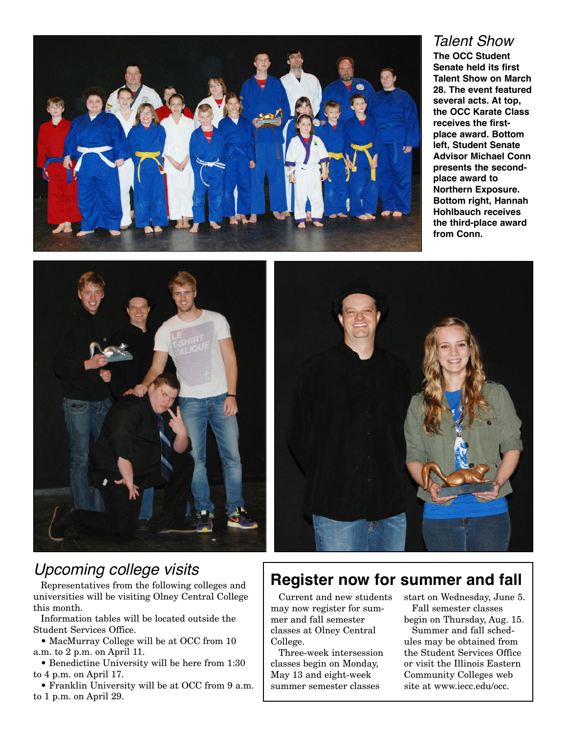## *Talent Show*

**The OCC Student Senate held its first Talent Show on March 28. The event featured several acts. At top, the OCC Karate Class receives the first-place award. Bottom left, Student Senate Advisor Michael Conn presents the second-place award to Northern Exposure. Bottom right, Hannah Hohlbauch receives the third-place award from Conn.**

## *Upcoming college visits*

Representatives from the following colleges and universities will be visiting Olney Central College this month.

Information tables will be located outside the Student Services Office.

- MacMurray College will be at OCC from 10 a.m. to 2 p.m. on April 11.
- Benedictine University will be here from 1:30 to 4 p.m. on April 17.
- Franklin University will be at OCC from 9 a.m. to 1 p.m. on April 29.

## Register now for summer and fall

Current and new students may now register for summer and fall semester classes at Olney Central College.

Three-week intersession classes begin on Monday, May 13 and eight-week summer semester classes start on Wednesday, June 5.

Fall semester classes begin on Thursday, Aug. 15.

Summer and fall schedules may be obtained from the Student Services Office or visit the Illinois Eastern Community Colleges web site at www.iecc.edu/occ.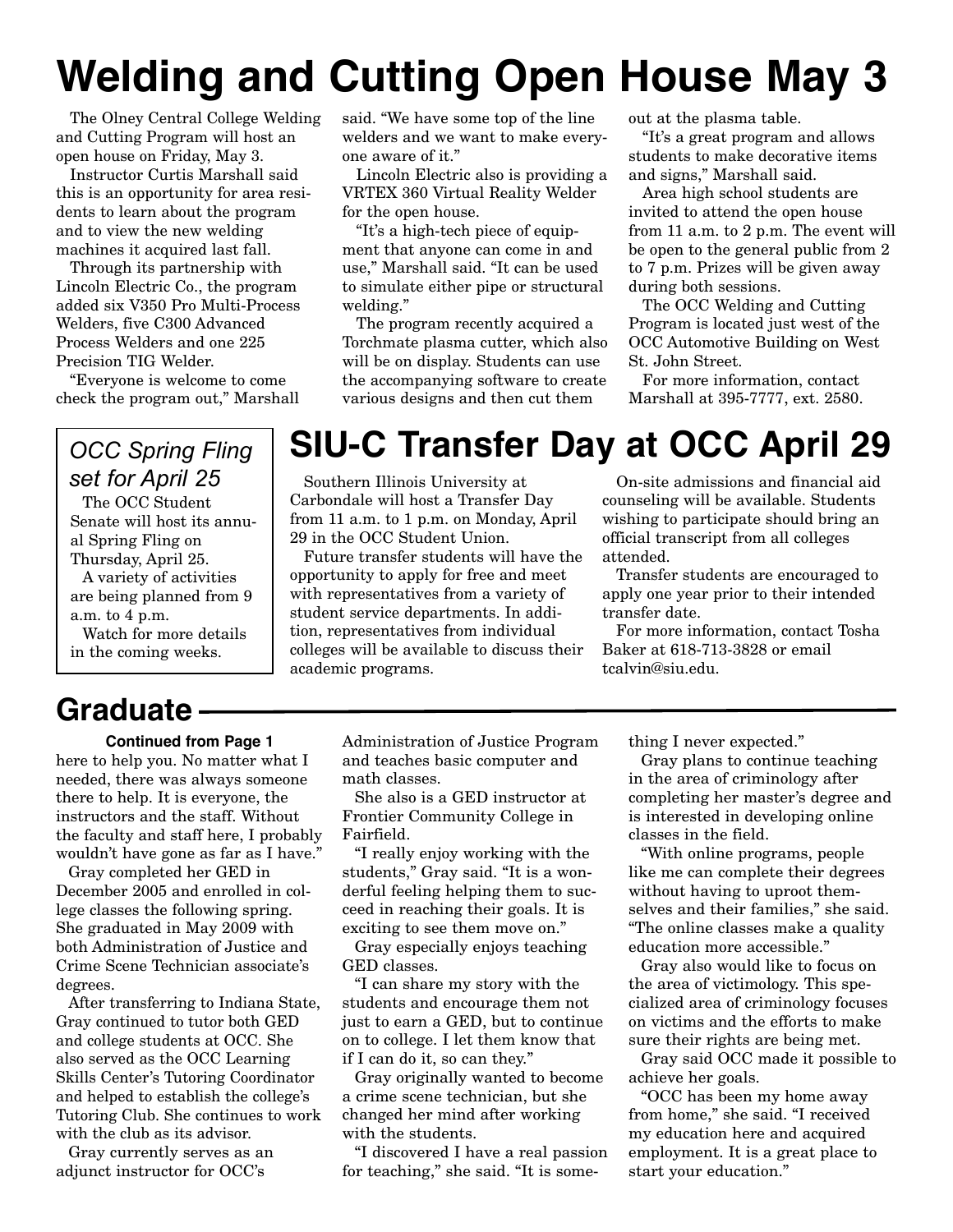# Welding and Cutting Open House May 3

The Olney Central College Welding and Cutting Program will host an open house on Friday, May 3.

Instructor Curtis Marshall said this is an opportunity for area residents to learn about the program and to view the new welding machines it acquired last fall.

Through its partnership with Lincoln Electric Co., the program added six V350 Pro Multi-Process Welders, five C300 Advanced Process Welders and one 225 Precision TIG Welder.

"Everyone is welcome to come check the program out," Marshall said. "We have some top of the line welders and we want to make everyone aware of it."

Lincoln Electric also is providing a VRTEX 360 Virtual Reality Welder for the open house.

"It's a high-tech piece of equipment that anyone can come in and use," Marshall said. "It can be used to simulate either pipe or structural welding."

The program recently acquired a Torchmate plasma cutter, which also will be on display. Students can use the accompanying software to create various designs and then cut them out at the plasma table.

"It's a great program and allows students to make decorative items and signs," Marshall said.

Area high school students are invited to attend the open house from 11 a.m. to 2 p.m. The event will be open to the general public from 2 to 7 p.m. Prizes will be given away during both sessions.

The OCC Welding and Cutting Program is located just west of the OCC Automotive Building on West St. John Street.

For more information, contact Marshall at 395-7777, ext. 2580.

### *OCC Spring Fling set for April 25*

The OCC Student Senate will host its annual Spring Fling on Thursday, April 25.

A variety of activities are being planned from 9 a.m. to 4 p.m.

Watch for more details in the coming weeks.

# SIU-C Transfer Day at OCC April 29

Southern Illinois University at Carbondale will host a Transfer Day from 11 a.m. to 1 p.m. on Monday, April 29 in the OCC Student Union.

Future transfer students will have the opportunity to apply for free and meet with representatives from a variety of student service departments. In addition, representatives from individual colleges will be available to discuss their academic programs.

On-site admissions and financial aid counseling will be available. Students wishing to participate should bring an official transcript from all colleges attended.

Transfer students are encouraged to apply one year prior to their intended transfer date.

For more information, contact Tosha Baker at 618-713-3828 or email tcalvin@siu.edu.

## Graduate

**Continued from Page 1**

here to help you. No matter what I needed, there was always someone there to help. It is everyone, the instructors and the staff. Without the faculty and staff here, I probably wouldn't have gone as far as I have."

Gray completed her GED in December 2005 and enrolled in college classes the following spring. She graduated in May 2009 with both Administration of Justice and Crime Scene Technician associate's degrees.

After transferring to Indiana State, Gray continued to tutor both GED and college students at OCC. She also served as the OCC Learning Skills Center's Tutoring Coordinator and helped to establish the college's Tutoring Club. She continues to work with the club as its advisor.

Gray currently serves as an adjunct instructor for OCC's Administration of Justice Program and teaches basic computer and math classes.

She also is a GED instructor at Frontier Community College in Fairfield.

"I really enjoy working with the students," Gray said. "It is a wonderful feeling helping them to succeed in reaching their goals. It is exciting to see them move on."

Gray especially enjoys teaching GED classes.

"I can share my story with the students and encourage them not just to earn a GED, but to continue on to college. I let them know that if I can do it, so can they."

Gray originally wanted to become a crime scene technician, but she changed her mind after working with the students.

"I discovered I have a real passion for teaching," she said. "It is something I never expected."

Gray plans to continue teaching in the area of criminology after completing her master's degree and is interested in developing online classes in the field.

"With online programs, people like me can complete their degrees without having to uproot themselves and their families," she said. "The online classes make a quality education more accessible."

Gray also would like to focus on the area of victimology. This specialized area of criminology focuses on victims and the efforts to make sure their rights are being met.

Gray said OCC made it possible to achieve her goals.

"OCC has been my home away from home," she said. "I received my education here and acquired employment. It is a great place to start your education."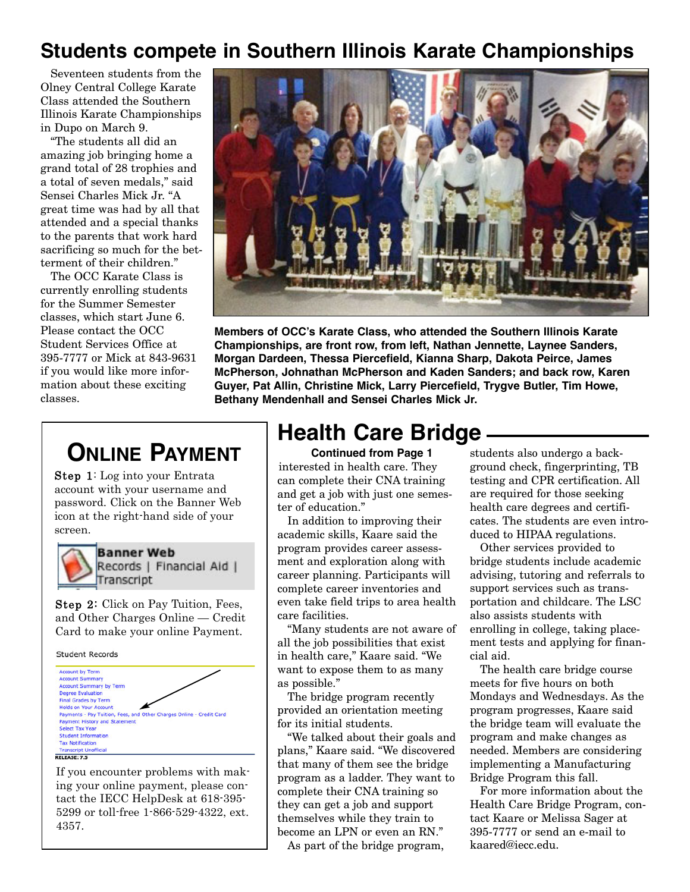## Students compete in Southern Illinois Karate Championships

Seventeen students from the Olney Central College Karate Class attended the Southern Illinois Karate Championships in Dupo on March 9.

"The students all did an amazing job bringing home a grand total of 28 trophies and a total of seven medals," said Sensei Charles Mick Jr. "A great time was had by all that attended and a special thanks to the parents that work hard sacrificing so much for the betterment of their children."

The OCC Karate Class is currently enrolling students for the Summer Semester classes, which start June 6. Please contact the OCC Student Services Office at 395-7777 or Mick at 843-9631 if you would like more information about these exciting classes.

**Members of OCC's Karate Class, who attended the Southern Illinois Karate Championships, are front row, from left, Nathan Jennette, Laynee Sanders, Morgan Dardeen, Thessa Piercefield, Kianna Sharp, Dakota Peirce, James McPherson, Johnathan McPherson and Kaden Sanders; and back row, Karen Guyer, Pat Allin, Christine Mick, Larry Piercefield, Trygve Butler, Tim Howe, Bethany Mendenhall and Sensei Charles Mick Jr.**

## Online Payment

**Step 1:** Log into your Entrata account with your username and password. Click on the Banner Web icon at the right-hand side of your screen.

**Banner Web**
Records | Financial Aid | Transcript

**Step 2:** Click on Pay Tuition, Fees, and Other Charges Online — Credit Card to make your online Payment.

Student Records

- Account by Term
- Account Summary
- Account Summary by Term
- Degree Evaluation
- Final Grades by Term
- Holds on Your Account
- Payments - Pay Tuition, Fees, and Other Charges Online - Credit Card
- Payment History and Statement
- Select Tax Year
- Student Information
- Tax Notification
- Transcript Unofficial

RELEASE: 7.5

If you encounter problems with making your online payment, please contact the IECC HelpDesk at 618-395-5299 or toll-free 1-866-529-4322, ext. 4357.

## Health Care Bridge

**Continued from Page 1**

interested in health care. They can complete their CNA training and get a job with just one semester of education."

In addition to improving their academic skills, Kaare said the program provides career assessment and exploration along with career planning. Participants will complete career inventories and even take field trips to area health care facilities.

"Many students are not aware of all the job possibilities that exist in health care," Kaare said. "We want to expose them to as many as possible."

The bridge program recently provided an orientation meeting for its initial students.

"We talked about their goals and plans," Kaare said. "We discovered that many of them see the bridge program as a ladder. They want to complete their CNA training so they can get a job and support themselves while they train to become an LPN or even an RN."

As part of the bridge program, students also undergo a background check, fingerprinting, TB testing and CPR certification. All are required for those seeking health care degrees and certificates. The students are even introduced to HIPAA regulations.

Other services provided to bridge students include academic advising, tutoring and referrals to support services such as transportation and childcare. The LSC also assists students with enrolling in college, taking placement tests and applying for financial aid.

The health care bridge course meets for five hours on both Mondays and Wednesdays. As the program progresses, Kaare said the bridge team will evaluate the program and make changes as needed. Members are considering implementing a Manufacturing Bridge Program this fall.

For more information about the Health Care Bridge Program, contact Kaare or Melissa Sager at 395-7777 or send an e-mail to kaared@iecc.edu.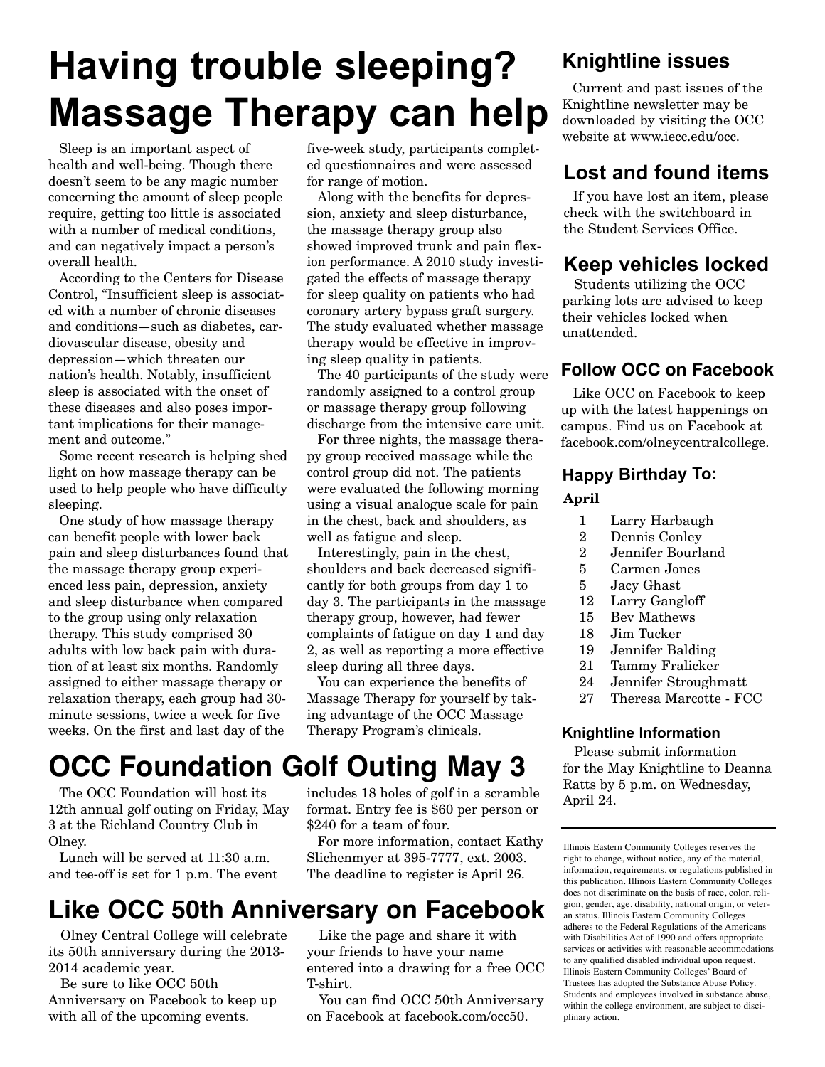# Having trouble sleeping? Massage Therapy can help

Sleep is an important aspect of health and well-being. Though there doesn't seem to be any magic number concerning the amount of sleep people require, getting too little is associated with a number of medical conditions, and can negatively impact a person's overall health.

According to the Centers for Disease Control, "Insufficient sleep is associated with a number of chronic diseases and conditions—such as diabetes, cardiovascular disease, obesity and depression—which threaten our nation's health. Notably, insufficient sleep is associated with the onset of these diseases and also poses important implications for their management and outcome."

Some recent research is helping shed light on how massage therapy can be used to help people who have difficulty sleeping.

One study of how massage therapy can benefit people with lower back pain and sleep disturbances found that the massage therapy group experienced less pain, depression, anxiety and sleep disturbance when compared to the group using only relaxation therapy. This study comprised 30 adults with low back pain with duration of at least six months. Randomly assigned to either massage therapy or relaxation therapy, each group had 30-minute sessions, twice a week for five weeks. On the first and last day of the five-week study, participants completed questionnaires and were assessed for range of motion.

Along with the benefits for depression, anxiety and sleep disturbance, the massage therapy group also showed improved trunk and pain flexion performance. A 2010 study investigated the effects of massage therapy for sleep quality on patients who had coronary artery bypass graft surgery. The study evaluated whether massage therapy would be effective in improving sleep quality in patients.

The 40 participants of the study were randomly assigned to a control group or massage therapy group following discharge from the intensive care unit.

For three nights, the massage therapy group received massage while the control group did not. The patients were evaluated the following morning using a visual analogue scale for pain in the chest, back and shoulders, as well as fatigue and sleep.

Interestingly, pain in the chest, shoulders and back decreased significantly for both groups from day 1 to day 3. The participants in the massage therapy group, however, had fewer complaints of fatigue on day 1 and day 2, as well as reporting a more effective sleep during all three days.

You can experience the benefits of Massage Therapy for yourself by taking advantage of the OCC Massage Therapy Program's clinicals.

# OCC Foundation Golf Outing May 3

The OCC Foundation will host its 12th annual golf outing on Friday, May 3 at the Richland Country Club in Olney.

Lunch will be served at 11:30 a.m. and tee-off is set for 1 p.m. The event includes 18 holes of golf in a scramble format. Entry fee is $60 per person or $240 for a team of four.

For more information, contact Kathy Slichenmyer at 395-7777, ext. 2003. The deadline to register is April 26.

# Like OCC 50th Anniversary on Facebook

Olney Central College will celebrate its 50th anniversary during the 2013-2014 academic year.

Be sure to like OCC 50th Anniversary on Facebook to keep up with all of the upcoming events.

Like the page and share it with your friends to have your name entered into a drawing for a free OCC T-shirt.

You can find OCC 50th Anniversary on Facebook at facebook.com/occ50.

## Knightline issues

Current and past issues of the Knightline newsletter may be downloaded by visiting the OCC website at www.iecc.edu/occ.

## Lost and found items

If you have lost an item, please check with the switchboard in the Student Services Office.

## Keep vehicles locked

Students utilizing the OCC parking lots are advised to keep their vehicles locked when unattended.

### Follow OCC on Facebook

Like OCC on Facebook to keep up with the latest happenings on campus. Find us on Facebook at facebook.com/olneycentralcollege.

### Happy Birthday To:

**April**

| | |
|---|---|
| 1 | Larry Harbaugh |
| 2 | Dennis Conley |
| 2 | Jennifer Bourland |
| 5 | Carmen Jones |
| 5 | Jacy Ghast |
| 12 | Larry Gangloff |
| 15 | Bev Mathews |
| 18 | Jim Tucker |
| 19 | Jennifer Balding |
| 21 | Tammy Fralicker |
| 24 | Jennifer Stroughmatt |
| 27 | Theresa Marcotte - FCC |

### Knightline Information

Please submit information for the May Knightline to Deanna Ratts by 5 p.m. on Wednesday, April 24.

---

Illinois Eastern Community Colleges reserves the right to change, without notice, any of the material, information, requirements, or regulations published in this publication. Illinois Eastern Community Colleges does not discriminate on the basis of race, color, religion, gender, age, disability, national origin, or veteran status. Illinois Eastern Community Colleges adheres to the Federal Regulations of the Americans with Disabilities Act of 1990 and offers appropriate services or activities with reasonable accommodations to any qualified disabled individual upon request. Illinois Eastern Community Colleges' Board of Trustees has adopted the Substance Abuse Policy. Students and employees involved in substance abuse, within the college environment, are subject to disciplinary action.